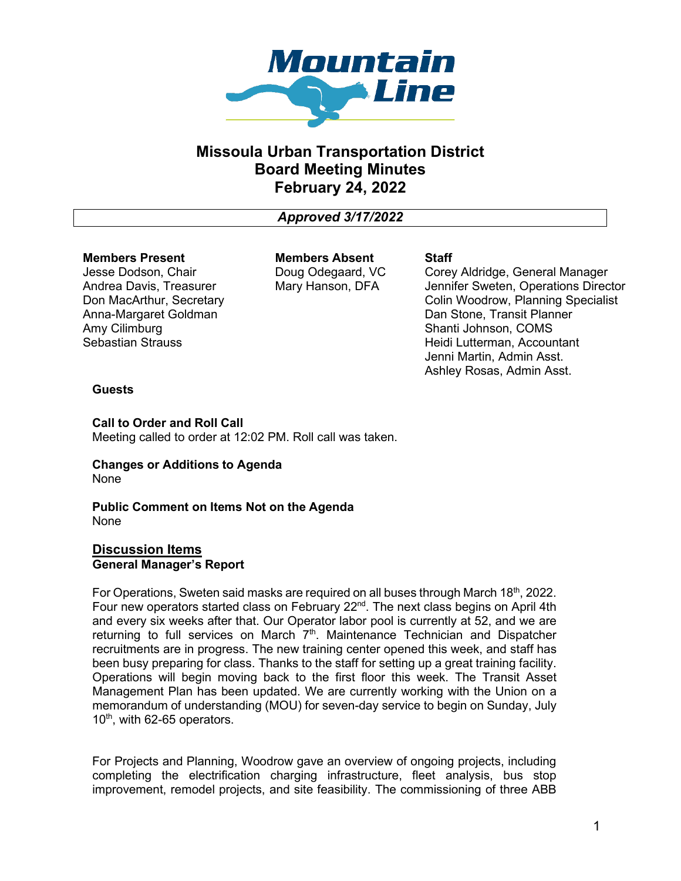# Missoula Urban Transportation District
# Board Meeting Minutes
# February 24, 2022

*Approved 3/17/2022*

| Members Present | Members Absent | Staff |
|---|---|---|
| Jesse Dodson, Chair | Doug Odegaard, VC | Corey Aldridge, General Manager |
| Andrea Davis, Treasurer | Mary Hanson, DFA | Jennifer Sweten, Operations Director |
| Don MacArthur, Secretary | | Colin Woodrow, Planning Specialist |
| Anna-Margaret Goldman | | Dan Stone, Transit Planner |
| Amy Cilimburg | | Shanti Johnson, COMS |
| Sebastian Strauss | | Heidi Lutterman, Accountant |
| | | Jenni Martin, Admin Asst. |
| | | Ashley Rosas, Admin Asst. |

**Guests**

**Call to Order and Roll Call**
Meeting called to order at 12:02 PM. Roll call was taken.

**Changes or Additions to Agenda**
None

**Public Comment on Items Not on the Agenda**
None

## Discussion Items

**General Manager's Report**

For Operations, Sweten said masks are required on all buses through March 18th, 2022. Four new operators started class on February 22nd. The next class begins on April 4th and every six weeks after that. Our Operator labor pool is currently at 52, and we are returning to full services on March 7th. Maintenance Technician and Dispatcher recruitments are in progress. The new training center opened this week, and staff has been busy preparing for class. Thanks to the staff for setting up a great training facility. Operations will begin moving back to the first floor this week. The Transit Asset Management Plan has been updated. We are currently working with the Union on a memorandum of understanding (MOU) for seven-day service to begin on Sunday, July 10th, with 62-65 operators.

For Projects and Planning, Woodrow gave an overview of ongoing projects, including completing the electrification charging infrastructure, fleet analysis, bus stop improvement, remodel projects, and site feasibility. The commissioning of three ABB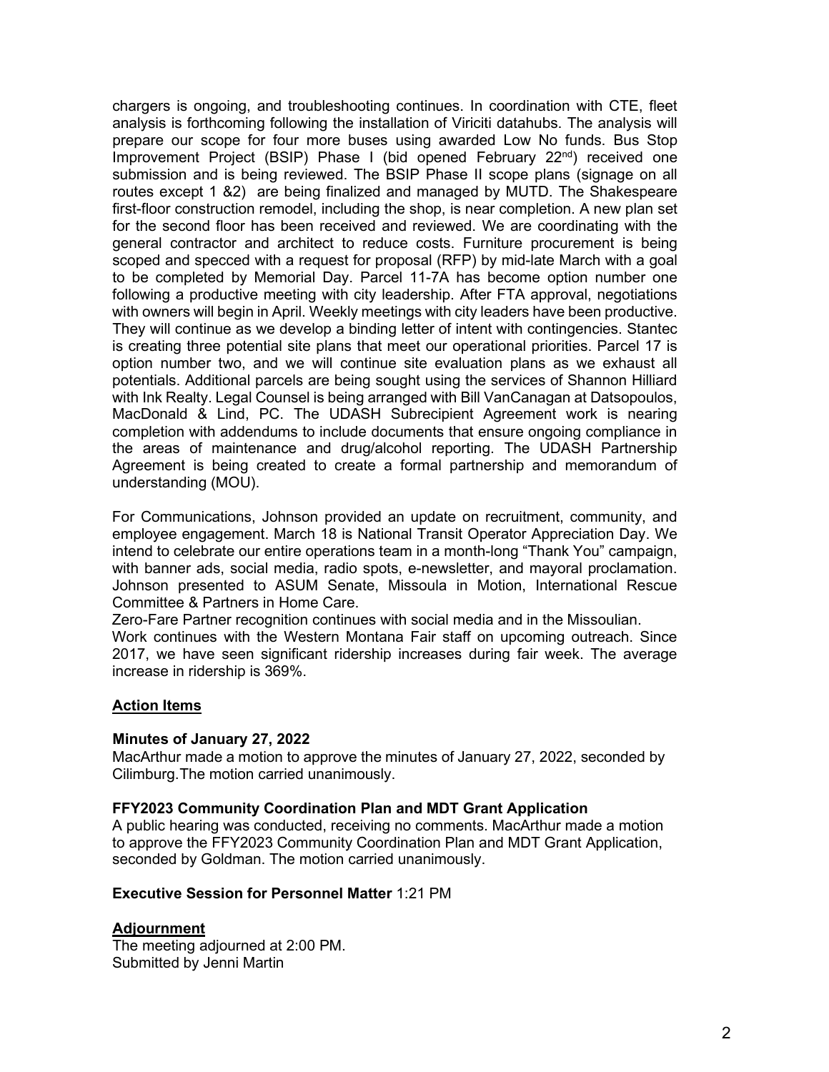chargers is ongoing, and troubleshooting continues. In coordination with CTE, fleet analysis is forthcoming following the installation of Viriciti datahubs. The analysis will prepare our scope for four more buses using awarded Low No funds. Bus Stop Improvement Project (BSIP) Phase I (bid opened February 22nd) received one submission and is being reviewed. The BSIP Phase II scope plans (signage on all routes except 1 &2) are being finalized and managed by MUTD. The Shakespeare first-floor construction remodel, including the shop, is near completion. A new plan set for the second floor has been received and reviewed. We are coordinating with the general contractor and architect to reduce costs. Furniture procurement is being scoped and specced with a request for proposal (RFP) by mid-late March with a goal to be completed by Memorial Day. Parcel 11-7A has become option number one following a productive meeting with city leadership. After FTA approval, negotiations with owners will begin in April. Weekly meetings with city leaders have been productive. They will continue as we develop a binding letter of intent with contingencies. Stantec is creating three potential site plans that meet our operational priorities. Parcel 17 is option number two, and we will continue site evaluation plans as we exhaust all potentials. Additional parcels are being sought using the services of Shannon Hilliard with Ink Realty. Legal Counsel is being arranged with Bill VanCanagan at Datsopoulos, MacDonald & Lind, PC. The UDASH Subrecipient Agreement work is nearing completion with addendums to include documents that ensure ongoing compliance in the areas of maintenance and drug/alcohol reporting. The UDASH Partnership Agreement is being created to create a formal partnership and memorandum of understanding (MOU).

For Communications, Johnson provided an update on recruitment, community, and employee engagement. March 18 is National Transit Operator Appreciation Day. We intend to celebrate our entire operations team in a month-long "Thank You" campaign, with banner ads, social media, radio spots, e-newsletter, and mayoral proclamation. Johnson presented to ASUM Senate, Missoula in Motion, International Rescue Committee & Partners in Home Care.
Zero-Fare Partner recognition continues with social media and in the Missoulian.
Work continues with the Western Montana Fair staff on upcoming outreach. Since 2017, we have seen significant ridership increases during fair week. The average increase in ridership is 369%.

## Action Items

**Minutes of January 27, 2022**
MacArthur made a motion to approve the minutes of January 27, 2022, seconded by Cilimburg.The motion carried unanimously.

**FFY2023 Community Coordination Plan and MDT Grant Application**
A public hearing was conducted, receiving no comments. MacArthur made a motion to approve the FFY2023 Community Coordination Plan and MDT Grant Application, seconded by Goldman. The motion carried unanimously.

**Executive Session for Personnel Matter** 1:21 PM

## Adjournment

The meeting adjourned at 2:00 PM.
Submitted by Jenni Martin